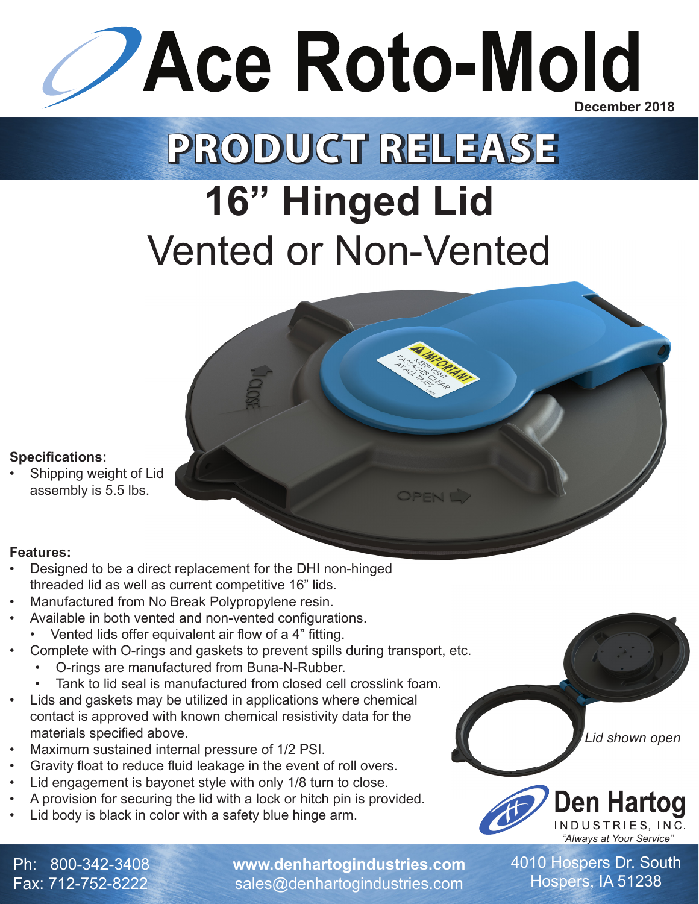# Ace Roto-Mold

December 2018

# PRODUCT RELEASE

## 16" Hinged Lid

## Vented or Non-Vented

**Specifications:**

- Shipping weight of Lid assembly is 5.5 lbs.

**Features:**

- Designed to be a direct replacement for the DHI non-hinged threaded lid as well as current competitive 16" lids.
- Manufactured from No Break Polypropylene resin.
- Available in both vented and non-vented configurations.
  - Vented lids offer equivalent air flow of a 4" fitting.
- Complete with O-rings and gaskets to prevent spills during transport, etc.
  - O-rings are manufactured from Buna-N-Rubber.
  - Tank to lid seal is manufactured from closed cell crosslink foam.
- Lids and gaskets may be utilized in applications where chemical contact is approved with known chemical resistivity data for the materials specified above.
- Maximum sustained internal pressure of 1/2 PSI.
- Gravity float to reduce fluid leakage in the event of roll overs.
- Lid engagement is bayonet style with only 1/8 turn to close.
- A provision for securing the lid with a lock or hitch pin is provided.
- Lid body is black in color with a safety blue hinge arm.

*Lid shown open*

Den Hartog INDUSTRIES, INC.
*"Always at Your Service"*

Ph: 800-342-3408
Fax: 712-752-8222

**www.denhartogindustries.com**
sales@denhartogindustries.com

4010 Hospers Dr. South
Hospers, IA 51238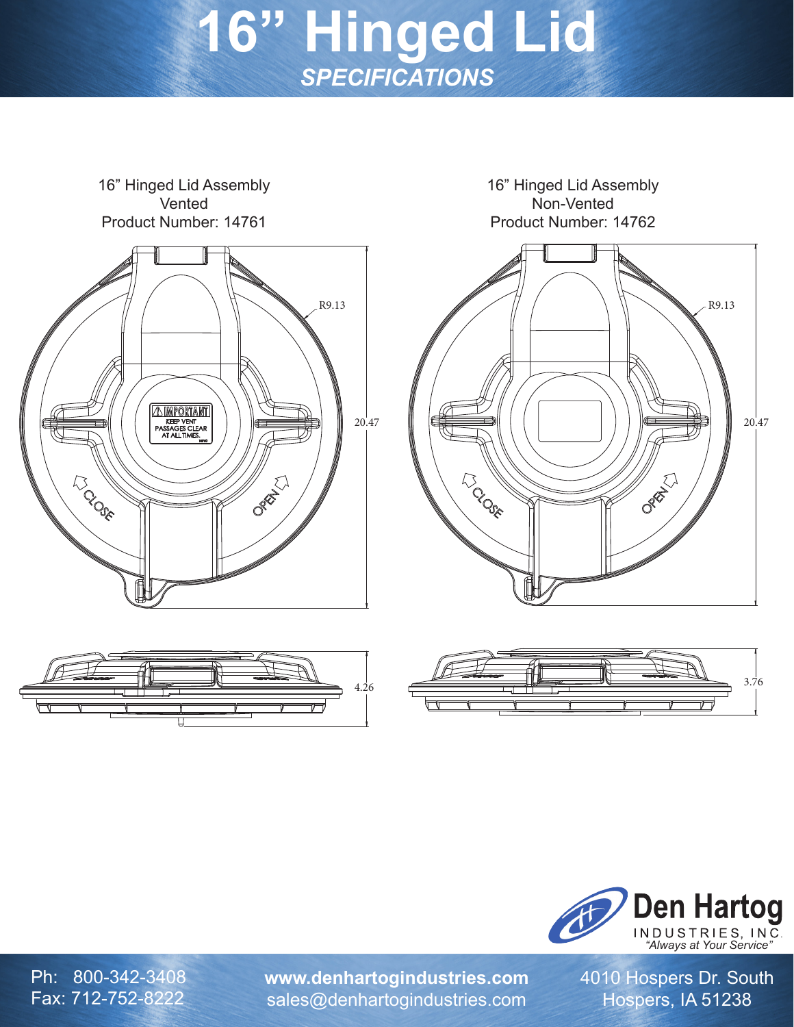# 16" Hinged Lid

## *SPECIFICATIONS*

16" Hinged Lid Assembly
Vented
Product Number: 14761

R9.13

20.47

IMPORTANT
KEEP VENT
PASSAGES CLEAR
AT ALL TIMES.

CLOSE

OPEN

4.26

16" Hinged Lid Assembly
Non-Vented
Product Number: 14762

R9.13

20.47

CLOSE

OPEN

3.76

**Den Hartog**
INDUSTRIES, INC.
*"Always at Your Service"*

Ph: 800-342-3408
Fax: 712-752-8222

**www.denhartogindustries.com**
sales@denhartogindustries.com

4010 Hospers Dr. South
Hospers, IA 51238